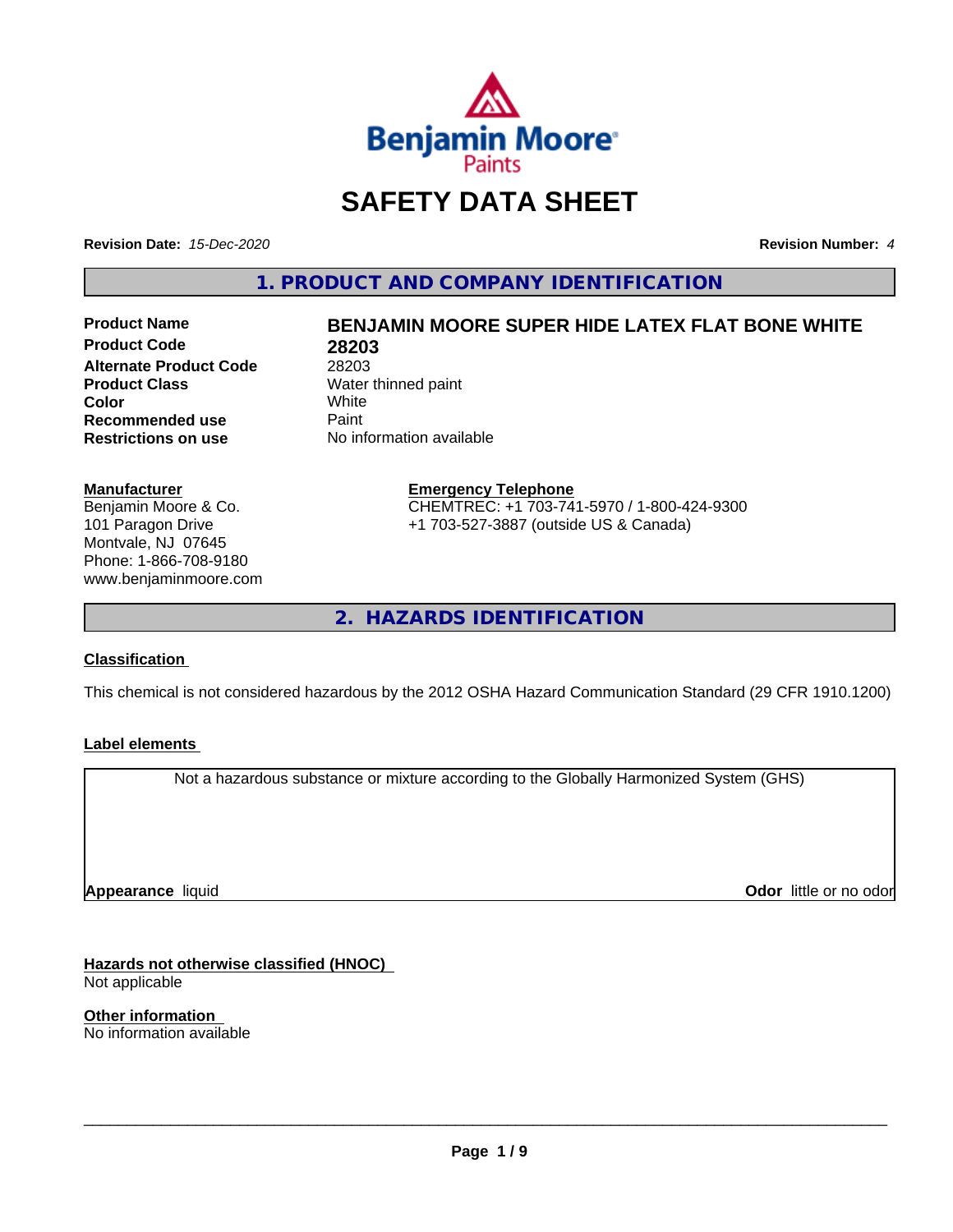# SAFETY DATA SHEET

**Revision Date:** *15-Dec-2020* **Revision Number:** *4*

## 1. PRODUCT AND COMPANY IDENTIFICATION

| | |
|---|---|
| **Product Name** | **BENJAMIN MOORE SUPER HIDE LATEX FLAT BONE WHITE** |
| **Product Code** | **28203** |
| **Alternate Product Code** | 28203 |
| **Product Class** | Water thinned paint |
| **Color** | White |
| **Recommended use** | Paint |
| **Restrictions on use** | No information available |

**Manufacturer**
Benjamin Moore & Co.
101 Paragon Drive
Montvale, NJ 07645
Phone: 1-866-708-9180
www.benjaminmoore.com

**Emergency Telephone**
CHEMTREC: +1 703-741-5970 / 1-800-424-9300
+1 703-527-3887 (outside US & Canada)

## 2. HAZARDS IDENTIFICATION

**Classification**

This chemical is not considered hazardous by the 2012 OSHA Hazard Communication Standard (29 CFR 1910.1200)

**Label elements**

Not a hazardous substance or mixture according to the Globally Harmonized System (GHS)

**Appearance** liquid **Odor** little or no odor

**Hazards not otherwise classified (HNOC)**
Not applicable

**Other information**
No information available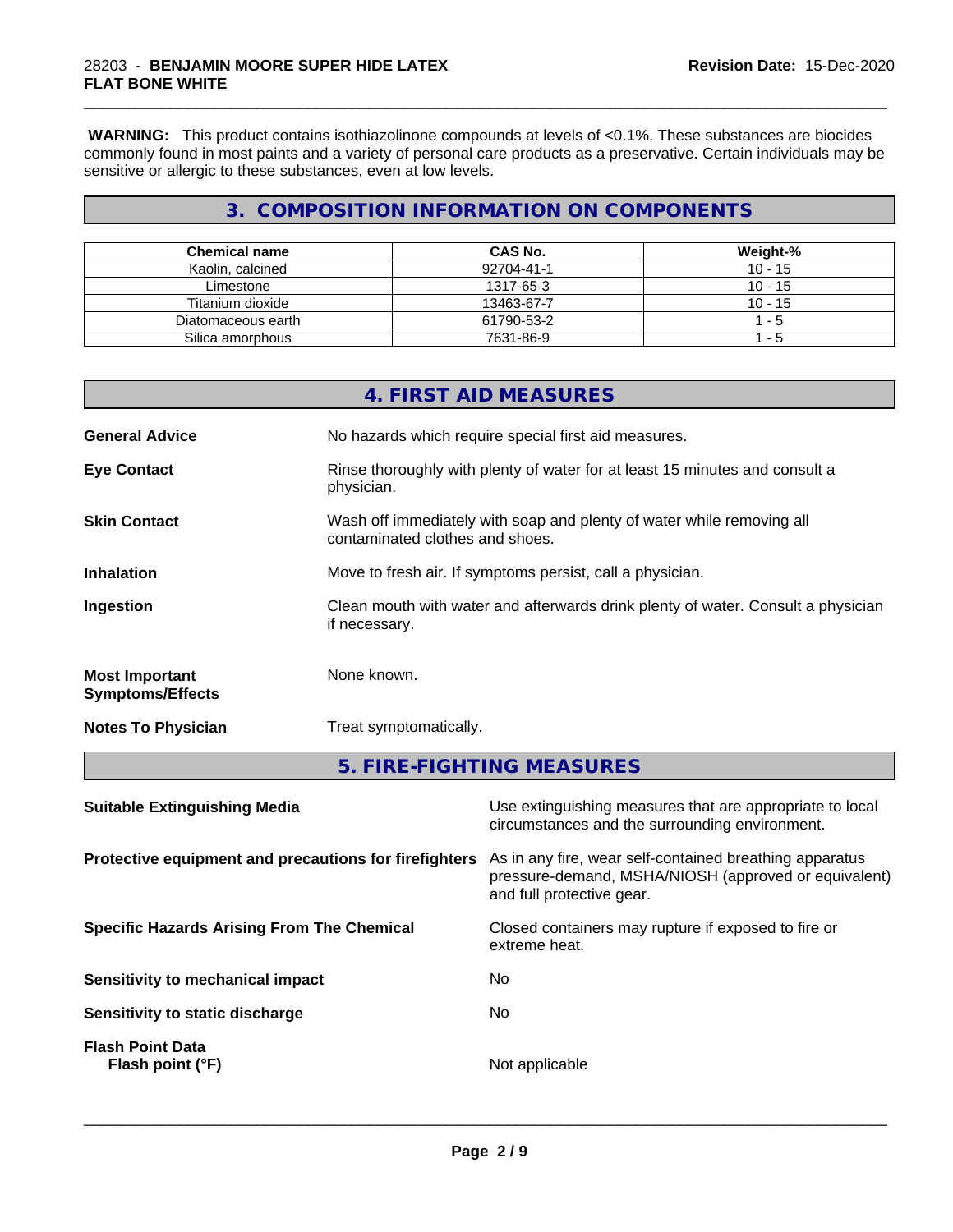**WARNING:** This product contains isothiazolinone compounds at levels of <0.1%. These substances are biocides commonly found in most paints and a variety of personal care products as a preservative. Certain individuals may be sensitive or allergic to these substances, even at low levels.

## 3. COMPOSITION INFORMATION ON COMPONENTS

| Chemical name | CAS No. | Weight-% |
|---|---|---|
| Kaolin, calcined | 92704-41-1 | 10 - 15 |
| Limestone | 1317-65-3 | 10 - 15 |
| Titanium dioxide | 13463-67-7 | 10 - 15 |
| Diatomaceous earth | 61790-53-2 | 1 - 5 |
| Silica amorphous | 7631-86-9 | 1 - 5 |

## 4. FIRST AID MEASURES

**General Advice** No hazards which require special first aid measures.

**Eye Contact** Rinse thoroughly with plenty of water for at least 15 minutes and consult a physician.

**Skin Contact** Wash off immediately with soap and plenty of water while removing all contaminated clothes and shoes.

**Inhalation** Move to fresh air. If symptoms persist, call a physician.

**Ingestion** Clean mouth with water and afterwards drink plenty of water. Consult a physician if necessary.

**Most Important Symptoms/Effects** None known.

**Notes To Physician** Treat symptomatically.

## 5. FIRE-FIGHTING MEASURES

**Suitable Extinguishing Media** Use extinguishing measures that are appropriate to local circumstances and the surrounding environment.

**Protective equipment and precautions for firefighters** As in any fire, wear self-contained breathing apparatus pressure-demand, MSHA/NIOSH (approved or equivalent) and full protective gear.

**Specific Hazards Arising From The Chemical** Closed containers may rupture if exposed to fire or extreme heat.

**Sensitivity to mechanical impact** No

**Sensitivity to static discharge** No

**Flash Point Data**
**Flash point (°F)** Not applicable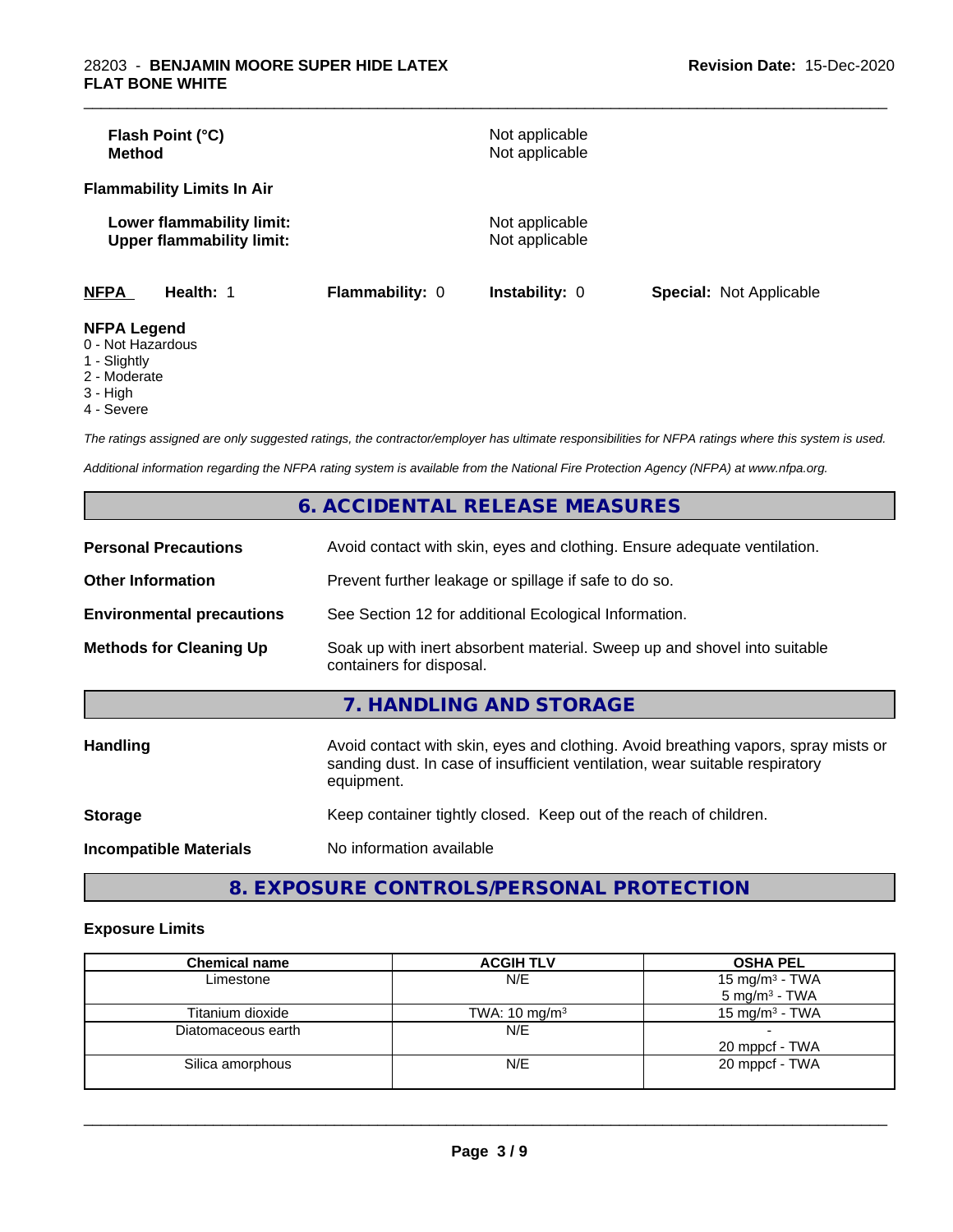**Flash Point (°C)** Not applicable
**Method** Not applicable

**Flammability Limits In Air**

**Lower flammability limit:** Not applicable
**Upper flammability limit:** Not applicable

**NFPA** **Health:** 1 **Flammability:** 0 **Instability:** 0 **Special:** Not Applicable

**NFPA Legend**
0 - Not Hazardous
1 - Slightly
2 - Moderate
3 - High
4 - Severe

*The ratings assigned are only suggested ratings, the contractor/employer has ultimate responsibilities for NFPA ratings where this system is used.*

*Additional information regarding the NFPA rating system is available from the National Fire Protection Agency (NFPA) at www.nfpa.org.*

## 6. ACCIDENTAL RELEASE MEASURES

**Personal Precautions** Avoid contact with skin, eyes and clothing. Ensure adequate ventilation.

**Other Information** Prevent further leakage or spillage if safe to do so.

**Environmental precautions** See Section 12 for additional Ecological Information.

**Methods for Cleaning Up** Soak up with inert absorbent material. Sweep up and shovel into suitable containers for disposal.

## 7. HANDLING AND STORAGE

**Handling** Avoid contact with skin, eyes and clothing. Avoid breathing vapors, spray mists or sanding dust. In case of insufficient ventilation, wear suitable respiratory equipment.

**Storage** Keep container tightly closed. Keep out of the reach of children.

**Incompatible Materials** No information available

## 8. EXPOSURE CONTROLS/PERSONAL PROTECTION

### Exposure Limits

| Chemical name | ACGIH TLV | OSHA PEL |
|---|---|---|
| Limestone | N/E | 15 mg/m³ - TWA<br>5 mg/m³ - TWA |
| Titanium dioxide | TWA: 10 mg/m³ | 15 mg/m³ - TWA |
| Diatomaceous earth | N/E | -<br>20 mppcf - TWA |
| Silica amorphous | N/E | 20 mppcf - TWA |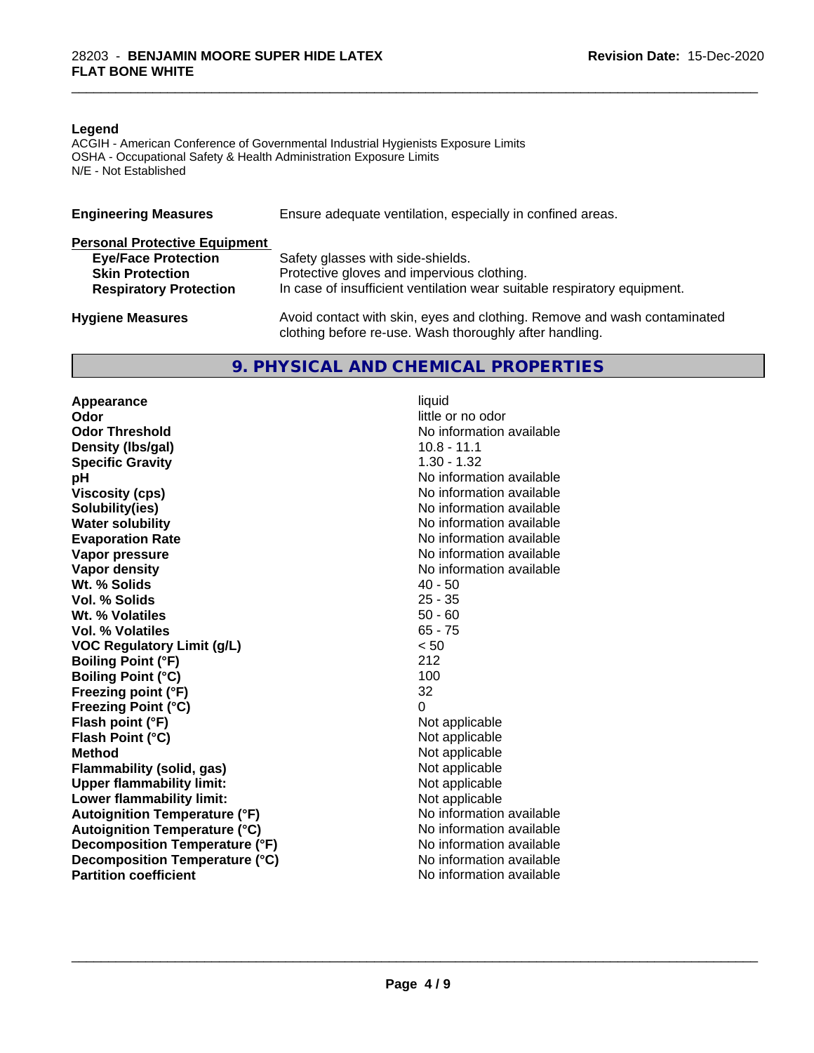**Legend**

ACGIH - American Conference of Governmental Industrial Hygienists Exposure Limits
OSHA - Occupational Safety & Health Administration Exposure Limits
N/E - Not Established

| | |
|---|---|
| **Engineering Measures** | Ensure adequate ventilation, especially in confined areas. |

**Personal Protective Equipment**

| | |
|---|---|
| **Eye/Face Protection** | Safety glasses with side-shields. |
| **Skin Protection** | Protective gloves and impervious clothing. |
| **Respiratory Protection** | In case of insufficient ventilation wear suitable respiratory equipment. |
| **Hygiene Measures** | Avoid contact with skin, eyes and clothing. Remove and wash contaminated clothing before re-use. Wash thoroughly after handling. |

## 9. PHYSICAL AND CHEMICAL PROPERTIES

| | |
|---|---|
| **Appearance** | liquid |
| **Odor** | little or no odor |
| **Odor Threshold** | No information available |
| **Density (lbs/gal)** | 10.8 - 11.1 |
| **Specific Gravity** | 1.30 - 1.32 |
| **pH** | No information available |
| **Viscosity (cps)** | No information available |
| **Solubility(ies)** | No information available |
| **Water solubility** | No information available |
| **Evaporation Rate** | No information available |
| **Vapor pressure** | No information available |
| **Vapor density** | No information available |
| **Wt. % Solids** | 40 - 50 |
| **Vol. % Solids** | 25 - 35 |
| **Wt. % Volatiles** | 50 - 60 |
| **Vol. % Volatiles** | 65 - 75 |
| **VOC Regulatory Limit (g/L)** | < 50 |
| **Boiling Point (°F)** | 212 |
| **Boiling Point (°C)** | 100 |
| **Freezing point (°F)** | 32 |
| **Freezing Point (°C)** | 0 |
| **Flash point (°F)** | Not applicable |
| **Flash Point (°C)** | Not applicable |
| **Method** | Not applicable |
| **Flammability (solid, gas)** | Not applicable |
| **Upper flammability limit:** | Not applicable |
| **Lower flammability limit:** | Not applicable |
| **Autoignition Temperature (°F)** | No information available |
| **Autoignition Temperature (°C)** | No information available |
| **Decomposition Temperature (°F)** | No information available |
| **Decomposition Temperature (°C)** | No information available |
| **Partition coefficient** | No information available |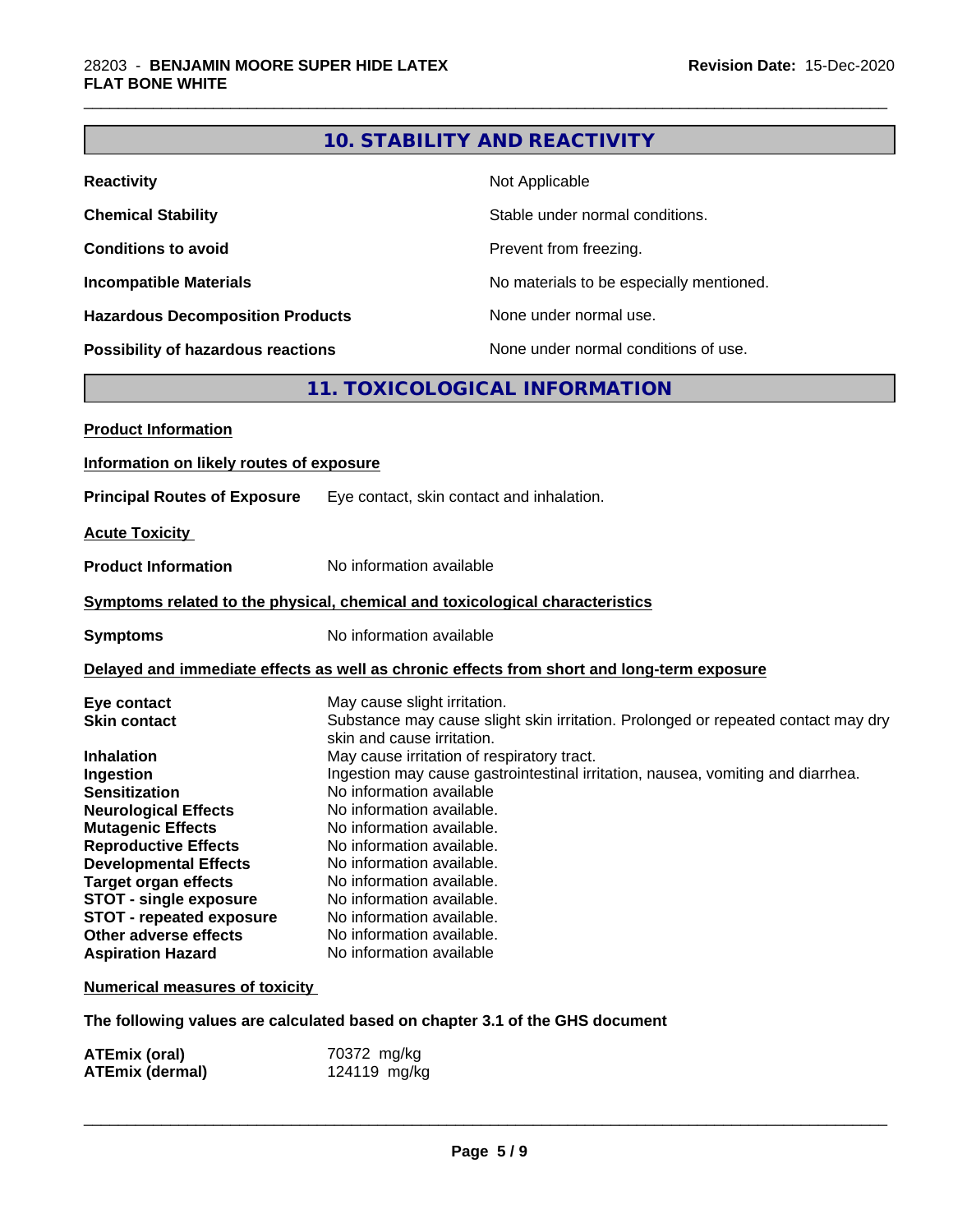## 10. STABILITY AND REACTIVITY

| | |
|---|---|
| **Reactivity** | Not Applicable |
| **Chemical Stability** | Stable under normal conditions. |
| **Conditions to avoid** | Prevent from freezing. |
| **Incompatible Materials** | No materials to be especially mentioned. |
| **Hazardous Decomposition Products** | None under normal use. |
| **Possibility of hazardous reactions** | None under normal conditions of use. |

## 11. TOXICOLOGICAL INFORMATION

**Product Information**

**Information on likely routes of exposure**

**Principal Routes of Exposure** Eye contact, skin contact and inhalation.

**Acute Toxicity**

**Product Information** No information available

**Symptoms related to the physical, chemical and toxicological characteristics**

**Symptoms** No information available

**Delayed and immediate effects as well as chronic effects from short and long-term exposure**

| | |
|---|---|
| **Eye contact** | May cause slight irritation. |
| **Skin contact** | Substance may cause slight skin irritation. Prolonged or repeated contact may dry skin and cause irritation. |
| **Inhalation** | May cause irritation of respiratory tract. |
| **Ingestion** | Ingestion may cause gastrointestinal irritation, nausea, vomiting and diarrhea. |
| **Sensitization** | No information available |
| **Neurological Effects** | No information available. |
| **Mutagenic Effects** | No information available. |
| **Reproductive Effects** | No information available. |
| **Developmental Effects** | No information available. |
| **Target organ effects** | No information available. |
| **STOT - single exposure** | No information available. |
| **STOT - repeated exposure** | No information available. |
| **Other adverse effects** | No information available. |
| **Aspiration Hazard** | No information available |

**Numerical measures of toxicity**

**The following values are calculated based on chapter 3.1 of the GHS document**

| | |
|---|---|
| **ATEmix (oral)** | 70372 mg/kg |
| **ATEmix (dermal)** | 124119 mg/kg |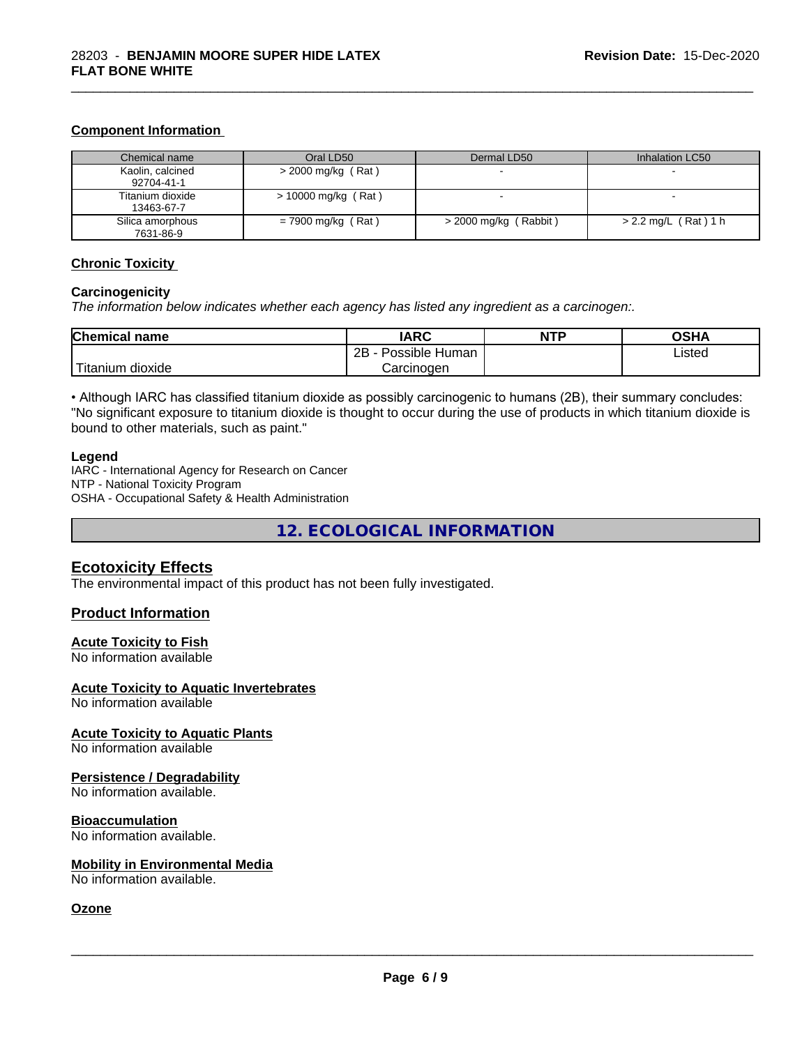### Component Information

| Chemical name | Oral LD50 | Dermal LD50 | Inhalation LC50 |
|---|---|---|---|
| Kaolin, calcined 92704-41-1 | > 2000 mg/kg ( Rat ) | - | - |
| Titanium dioxide 13463-67-7 | > 10000 mg/kg ( Rat ) | - | - |
| Silica amorphous 7631-86-9 | = 7900 mg/kg ( Rat ) | > 2000 mg/kg ( Rabbit ) | > 2.2 mg/L ( Rat ) 1 h |

### Chronic Toxicity

**Carcinogenicity**

*The information below indicates whether each agency has listed any ingredient as a carcinogen:.*

| Chemical name | IARC | NTP | OSHA |
|---|---|---|---|
| Titanium dioxide | 2B - Possible Human Carcinogen | | Listed |

• Although IARC has classified titanium dioxide as possibly carcinogenic to humans (2B), their summary concludes: "No significant exposure to titanium dioxide is thought to occur during the use of products in which titanium dioxide is bound to other materials, such as paint."

**Legend**

IARC - International Agency for Research on Cancer
NTP - National Toxicity Program
OSHA - Occupational Safety & Health Administration

## 12. ECOLOGICAL INFORMATION

### Ecotoxicity Effects

The environmental impact of this product has not been fully investigated.

### Product Information

**Acute Toxicity to Fish**

No information available

**Acute Toxicity to Aquatic Invertebrates**

No information available

**Acute Toxicity to Aquatic Plants**

No information available

**Persistence / Degradability**

No information available.

**Bioaccumulation**

No information available.

**Mobility in Environmental Media**

No information available.

**Ozone**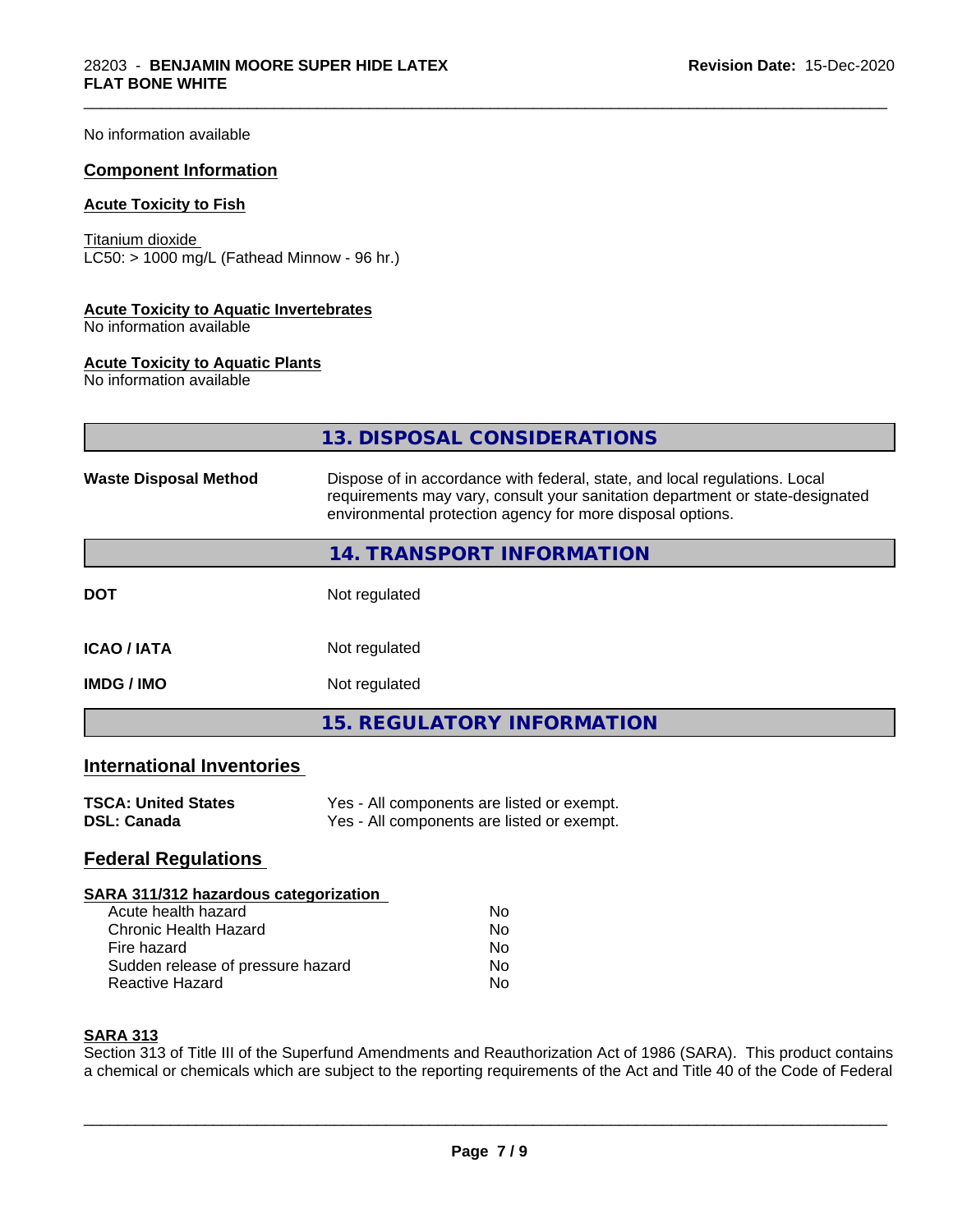No information available

### Component Information

#### Acute Toxicity to Fish

Titanium dioxide
LC50: > 1000 mg/L (Fathead Minnow - 96 hr.)

#### Acute Toxicity to Aquatic Invertebrates

No information available

#### Acute Toxicity to Aquatic Plants

No information available

## 13. DISPOSAL CONSIDERATIONS

| | |
|---|---|
| **Waste Disposal Method** | Dispose of in accordance with federal, state, and local regulations. Local requirements may vary, consult your sanitation department or state-designated environmental protection agency for more disposal options. |

## 14. TRANSPORT INFORMATION

| | |
|---|---|
| **DOT** | Not regulated |
| **ICAO / IATA** | Not regulated |
| **IMDG / IMO** | Not regulated |

## 15. REGULATORY INFORMATION

### International Inventories

| | |
|---|---|
| **TSCA: United States** | Yes - All components are listed or exempt. |
| **DSL: Canada** | Yes - All components are listed or exempt. |

### Federal Regulations

#### SARA 311/312 hazardous categorization

| | |
|---|---|
| Acute health hazard | No |
| Chronic Health Hazard | No |
| Fire hazard | No |
| Sudden release of pressure hazard | No |
| Reactive Hazard | No |

#### SARA 313

Section 313 of Title III of the Superfund Amendments and Reauthorization Act of 1986 (SARA). This product contains a chemical or chemicals which are subject to the reporting requirements of the Act and Title 40 of the Code of Federal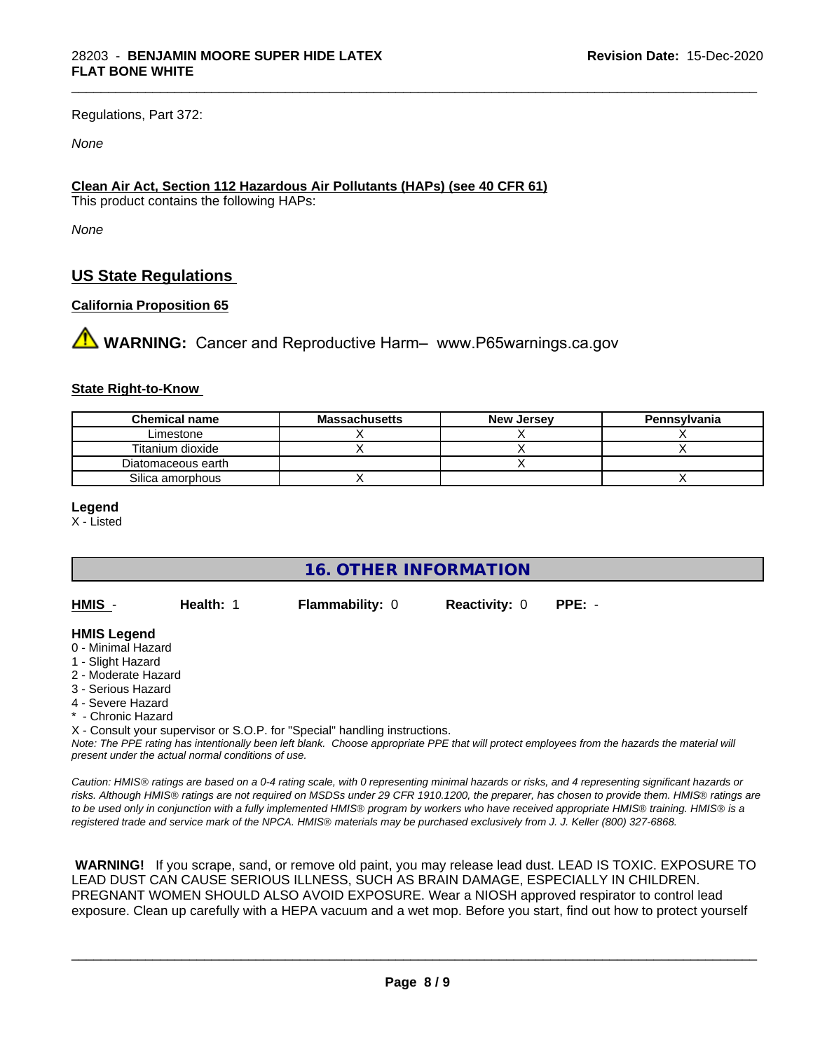Regulations, Part 372:

*None*

**Clean Air Act, Section 112 Hazardous Air Pollutants (HAPs) (see 40 CFR 61)**

This product contains the following HAPs:

*None*

## US State Regulations

**California Proposition 65**

⚠ **WARNING:** Cancer and Reproductive Harm– www.P65warnings.ca.gov

**State Right-to-Know**

| Chemical name | Massachusetts | New Jersey | Pennsylvania |
|---|---|---|---|
| Limestone | X | X | X |
| Titanium dioxide | X | X | X |
| Diatomaceous earth | | X | |
| Silica amorphous | X | | X |

**Legend**

X - Listed

## 16. OTHER INFORMATION

| HMIS - | Health: 1 | Flammability: 0 | Reactivity: 0 | PPE: - |
|---|---|---|---|---|

**HMIS Legend**

0 - Minimal Hazard
1 - Slight Hazard
2 - Moderate Hazard
3 - Serious Hazard
4 - Severe Hazard
* - Chronic Hazard
X - Consult your supervisor or S.O.P. for "Special" handling instructions.

*Note: The PPE rating has intentionally been left blank. Choose appropriate PPE that will protect employees from the hazards the material will present under the actual normal conditions of use.*

*Caution: HMIS® ratings are based on a 0-4 rating scale, with 0 representing minimal hazards or risks, and 4 representing significant hazards or risks. Although HMIS® ratings are not required on MSDSs under 29 CFR 1910.1200, the preparer, has chosen to provide them. HMIS® ratings are to be used only in conjunction with a fully implemented HMIS® program by workers who have received appropriate HMIS® training. HMIS® is a registered trade and service mark of the NPCA. HMIS® materials may be purchased exclusively from J. J. Keller (800) 327-6868.*

**WARNING!** If you scrape, sand, or remove old paint, you may release lead dust. LEAD IS TOXIC. EXPOSURE TO LEAD DUST CAN CAUSE SERIOUS ILLNESS, SUCH AS BRAIN DAMAGE, ESPECIALLY IN CHILDREN. PREGNANT WOMEN SHOULD ALSO AVOID EXPOSURE. Wear a NIOSH approved respirator to control lead exposure. Clean up carefully with a HEPA vacuum and a wet mop. Before you start, find out how to protect yourself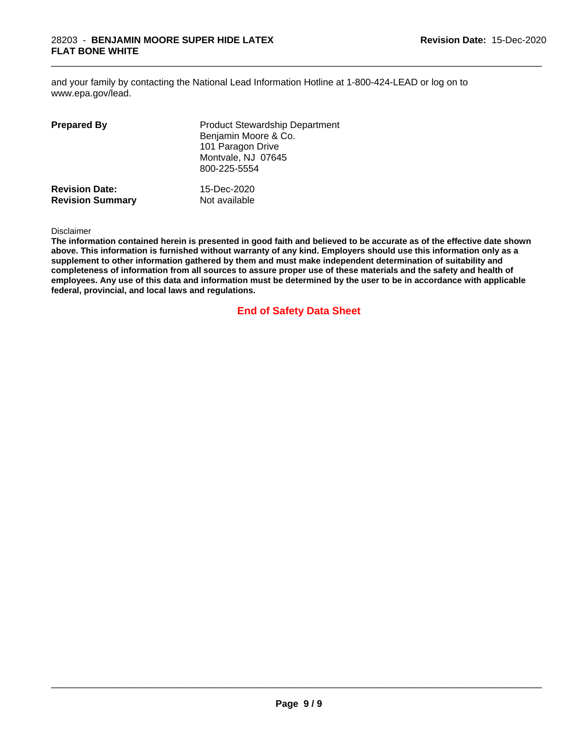and your family by contacting the National Lead Information Hotline at 1-800-424-LEAD or log on to www.epa.gov/lead.

| | |
|---|---|
| **Prepared By** | Product Stewardship Department<br>Benjamin Moore & Co.<br>101 Paragon Drive<br>Montvale, NJ 07645<br>800-225-5554 |
| **Revision Date:** | 15-Dec-2020 |
| **Revision Summary** | Not available |

Disclaimer

**The information contained herein is presented in good faith and believed to be accurate as of the effective date shown above. This information is furnished without warranty of any kind. Employers should use this information only as a supplement to other information gathered by them and must make independent determination of suitability and completeness of information from all sources to assure proper use of these materials and the safety and health of employees. Any use of this data and information must be determined by the user to be in accordance with applicable federal, provincial, and local laws and regulations.**

**End of Safety Data Sheet**